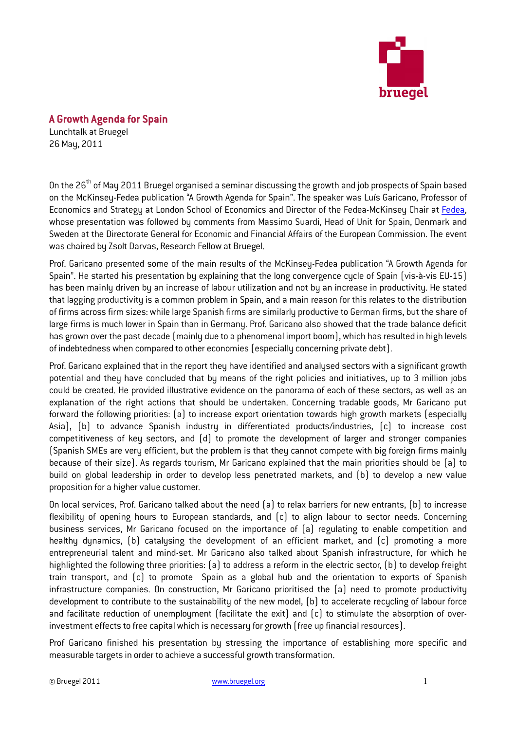## A Growth Agenda for Spain

Lunchtalk at Bruegel
26 May, 2011

On the 26th of May 2011 Bruegel organised a seminar discussing the growth and job prospects of Spain based on the McKinsey-Fedea publication "A Growth Agenda for Spain". The speaker was Luís Garicano, Professor of Economics and Strategy at London School of Economics and Director of the Fedea-McKinsey Chair at Fedea, whose presentation was followed by comments from Massimo Suardi, Head of Unit for Spain, Denmark and Sweden at the Directorate General for Economic and Financial Affairs of the European Commission. The event was chaired by Zsolt Darvas, Research Fellow at Bruegel.

Prof. Garicano presented some of the main results of the McKinsey-Fedea publication "A Growth Agenda for Spain". He started his presentation by explaining that the long convergence cycle of Spain (vis-à-vis EU-15) has been mainly driven by an increase of labour utilization and not by an increase in productivity. He stated that lagging productivity is a common problem in Spain, and a main reason for this relates to the distribution of firms across firm sizes: while large Spanish firms are similarly productive to German firms, but the share of large firms is much lower in Spain than in Germany. Prof. Garicano also showed that the trade balance deficit has grown over the past decade (mainly due to a phenomenal import boom), which has resulted in high levels of indebtedness when compared to other economies (especially concerning private debt).

Prof. Garicano explained that in the report they have identified and analysed sectors with a significant growth potential and they have concluded that by means of the right policies and initiatives, up to 3 million jobs could be created. He provided illustrative evidence on the panorama of each of these sectors, as well as an explanation of the right actions that should be undertaken. Concerning tradable goods, Mr Garicano put forward the following priorities: (a) to increase export orientation towards high growth markets (especially Asia), (b) to advance Spanish industry in differentiated products/industries, (c) to increase cost competitiveness of key sectors, and (d) to promote the development of larger and stronger companies (Spanish SMEs are very efficient, but the problem is that they cannot compete with big foreign firms mainly because of their size). As regards tourism, Mr Garicano explained that the main priorities should be (a) to build on global leadership in order to develop less penetrated markets, and (b) to develop a new value proposition for a higher value customer.

On local services, Prof. Garicano talked about the need (a) to relax barriers for new entrants, (b) to increase flexibility of opening hours to European standards, and (c) to align labour to sector needs. Concerning business services, Mr Garicano focused on the importance of (a) regulating to enable competition and healthy dynamics, (b) catalysing the development of an efficient market, and (c) promoting a more entrepreneurial talent and mind-set. Mr Garicano also talked about Spanish infrastructure, for which he highlighted the following three priorities: (a) to address a reform in the electric sector, (b) to develop freight train transport, and (c) to promote Spain as a global hub and the orientation to exports of Spanish infrastructure companies. On construction, Mr Garicano prioritised the (a) need to promote productivity development to contribute to the sustainability of the new model, (b) to accelerate recycling of labour force and facilitate reduction of unemployment (facilitate the exit) and (c) to stimulate the absorption of over-investment effects to free capital which is necessary for growth (free up financial resources).

Prof Garicano finished his presentation by stressing the importance of establishing more specific and measurable targets in order to achieve a successful growth transformation.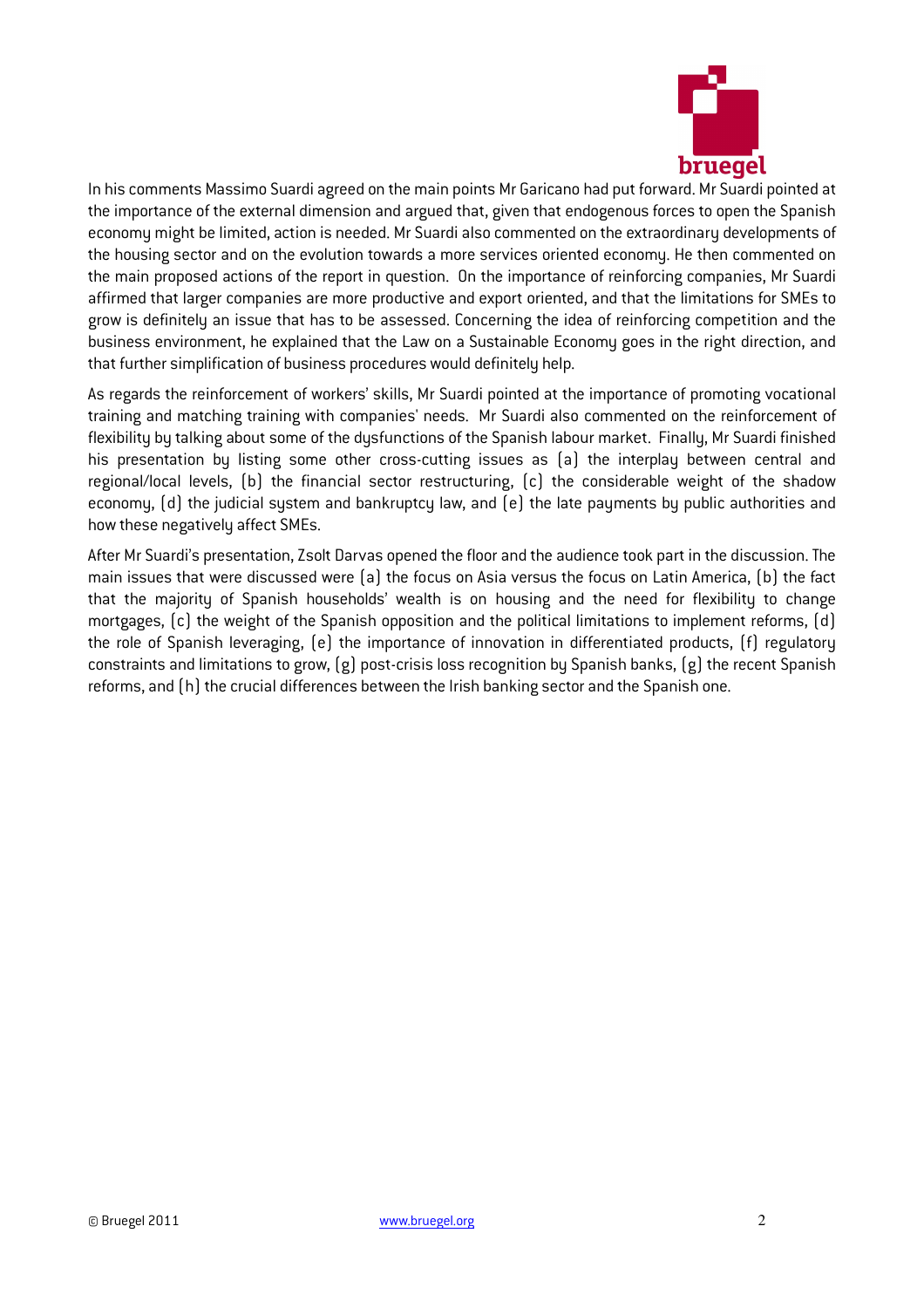In his comments Massimo Suardi agreed on the main points Mr Garicano had put forward. Mr Suardi pointed at the importance of the external dimension and argued that, given that endogenous forces to open the Spanish economy might be limited, action is needed. Mr Suardi also commented on the extraordinary developments of the housing sector and on the evolution towards a more services oriented economy. He then commented on the main proposed actions of the report in question. On the importance of reinforcing companies, Mr Suardi affirmed that larger companies are more productive and export oriented, and that the limitations for SMEs to grow is definitely an issue that has to be assessed. Concerning the idea of reinforcing competition and the business environment, he explained that the Law on a Sustainable Economy goes in the right direction, and that further simplification of business procedures would definitely help.

As regards the reinforcement of workers' skills, Mr Suardi pointed at the importance of promoting vocational training and matching training with companies' needs. Mr Suardi also commented on the reinforcement of flexibility by talking about some of the dysfunctions of the Spanish labour market. Finally, Mr Suardi finished his presentation by listing some other cross-cutting issues as (a) the interplay between central and regional/local levels, (b) the financial sector restructuring, (c) the considerable weight of the shadow economy, (d) the judicial system and bankruptcy law, and (e) the late payments by public authorities and how these negatively affect SMEs.

After Mr Suardi's presentation, Zsolt Darvas opened the floor and the audience took part in the discussion. The main issues that were discussed were (a) the focus on Asia versus the focus on Latin America, (b) the fact that the majority of Spanish households' wealth is on housing and the need for flexibility to change mortgages, (c) the weight of the Spanish opposition and the political limitations to implement reforms, (d) the role of Spanish leveraging, (e) the importance of innovation in differentiated products, (f) regulatory constraints and limitations to grow, (g) post-crisis loss recognition by Spanish banks, (g) the recent Spanish reforms, and (h) the crucial differences between the Irish banking sector and the Spanish one.